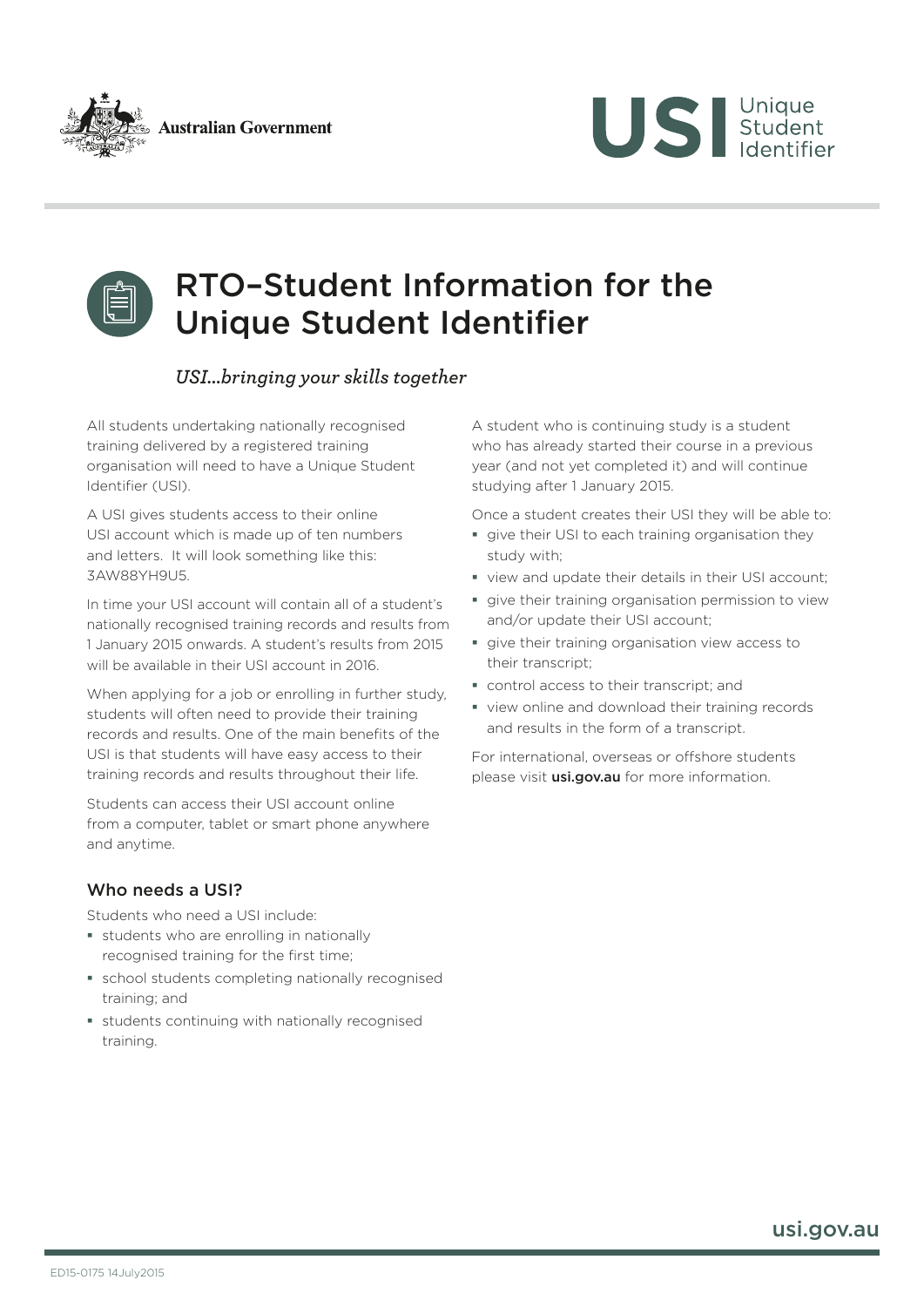Australian Government

USI Unique Student Identifier

# RTO–Student Information for the Unique Student Identifier

*USI…bringing your skills together*

All students undertaking nationally recognised training delivered by a registered training organisation will need to have a Unique Student Identifier (USI).

A USI gives students access to their online USI account which is made up of ten numbers and letters. It will look something like this: 3AW88YH9U5.

In time your USI account will contain all of a student's nationally recognised training records and results from 1 January 2015 onwards. A student's results from 2015 will be available in their USI account in 2016.

When applying for a job or enrolling in further study, students will often need to provide their training records and results. One of the main benefits of the USI is that students will have easy access to their training records and results throughout their life.

Students can access their USI account online from a computer, tablet or smart phone anywhere and anytime.

## Who needs a USI?

Students who need a USI include:

- students who are enrolling in nationally recognised training for the first time;
- school students completing nationally recognised training; and
- students continuing with nationally recognised training.

A student who is continuing study is a student who has already started their course in a previous year (and not yet completed it) and will continue studying after 1 January 2015.

Once a student creates their USI they will be able to:

- give their USI to each training organisation they study with;
- view and update their details in their USI account;
- give their training organisation permission to view and/or update their USI account;
- give their training organisation view access to their transcript;
- control access to their transcript; and
- view online and download their training records and results in the form of a transcript.

For international, overseas or offshore students please visit **usi.gov.au** for more information.

usi.gov.au

ED15-0175 14July2015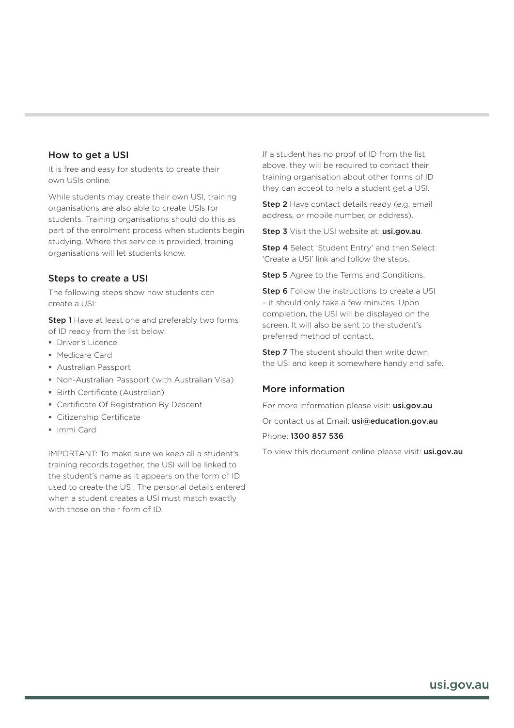## How to get a USI

It is free and easy for students to create their own USIs online.

While students may create their own USI, training organisations are also able to create USIs for students. Training organisations should do this as part of the enrolment process when students begin studying. Where this service is provided, training organisations will let students know.

## Steps to create a USI

The following steps show how students can create a USI:

**Step 1** Have at least one and preferably two forms of ID ready from the list below:

- Driver's Licence
- Medicare Card
- Australian Passport
- Non-Australian Passport (with Australian Visa)
- Birth Certificate (Australian)
- Certificate Of Registration By Descent
- Citizenship Certificate
- Immi Card

IMPORTANT: To make sure we keep all a student's training records together, the USI will be linked to the student's name as it appears on the form of ID used to create the USI. The personal details entered when a student creates a USI must match exactly with those on their form of ID.

If a student has no proof of ID from the list above, they will be required to contact their training organisation about other forms of ID they can accept to help a student get a USI.

**Step 2** Have contact details ready (e.g. email address, or mobile number, or address).

**Step 3** Visit the USI website at: **usi.gov.au**.

**Step 4** Select 'Student Entry' and then Select 'Create a USI' link and follow the steps.

**Step 5** Agree to the Terms and Conditions.

**Step 6** Follow the instructions to create a USI – it should only take a few minutes. Upon completion, the USI will be displayed on the screen. It will also be sent to the student's preferred method of contact.

**Step 7** The student should then write down the USI and keep it somewhere handy and safe.

## More information

For more information please visit: **usi.gov.au**

Or contact us at Email: **usi@education.gov.au**

Phone: **1300 857 536**

To view this document online please visit: **usi.gov.au**

usi.gov.au